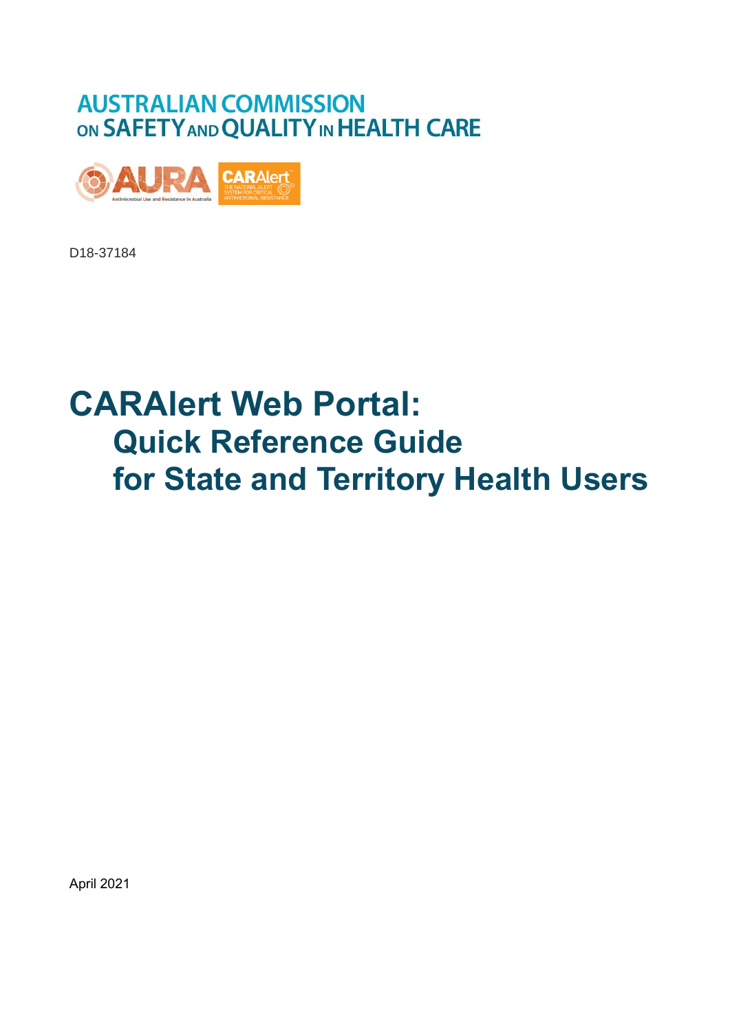AUSTRALIAN COMMISSION ON SAFETY AND QUALITY IN HEALTH CARE

D18-37184

# CARAlert Web Portal:
## Quick Reference Guide for State and Territory Health Users

April 2021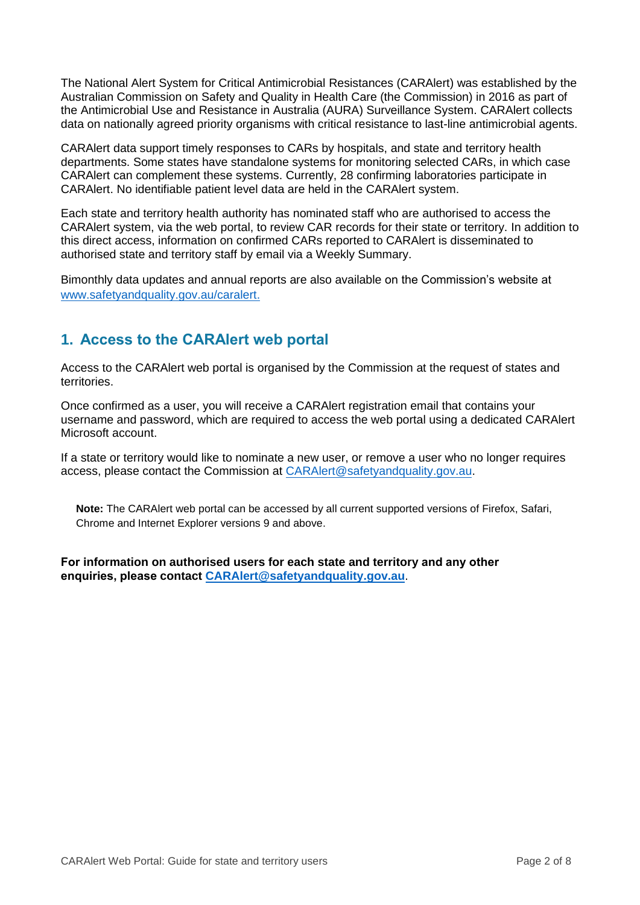The National Alert System for Critical Antimicrobial Resistances (CARAlert) was established by the Australian Commission on Safety and Quality in Health Care (the Commission) in 2016 as part of the Antimicrobial Use and Resistance in Australia (AURA) Surveillance System. CARAlert collects data on nationally agreed priority organisms with critical resistance to last-line antimicrobial agents.

CARAlert data support timely responses to CARs by hospitals, and state and territory health departments. Some states have standalone systems for monitoring selected CARs, in which case CARAlert can complement these systems. Currently, 28 confirming laboratories participate in CARAlert. No identifiable patient level data are held in the CARAlert system.

Each state and territory health authority has nominated staff who are authorised to access the CARAlert system, via the web portal, to review CAR records for their state or territory. In addition to this direct access, information on confirmed CARs reported to CARAlert is disseminated to authorised state and territory staff by email via a Weekly Summary.

Bimonthly data updates and annual reports are also available on the Commission's website at www.safetyandquality.gov.au/caralert.

## 1. Access to the CARAlert web portal

Access to the CARAlert web portal is organised by the Commission at the request of states and territories.

Once confirmed as a user, you will receive a CARAlert registration email that contains your username and password, which are required to access the web portal using a dedicated CARAlert Microsoft account.

If a state or territory would like to nominate a new user, or remove a user who no longer requires access, please contact the Commission at CARAlert@safetyandquality.gov.au.

**Note:** The CARAlert web portal can be accessed by all current supported versions of Firefox, Safari, Chrome and Internet Explorer versions 9 and above.

**For information on authorised users for each state and territory and any other enquiries, please contact CARAlert@safetyandquality.gov.au**.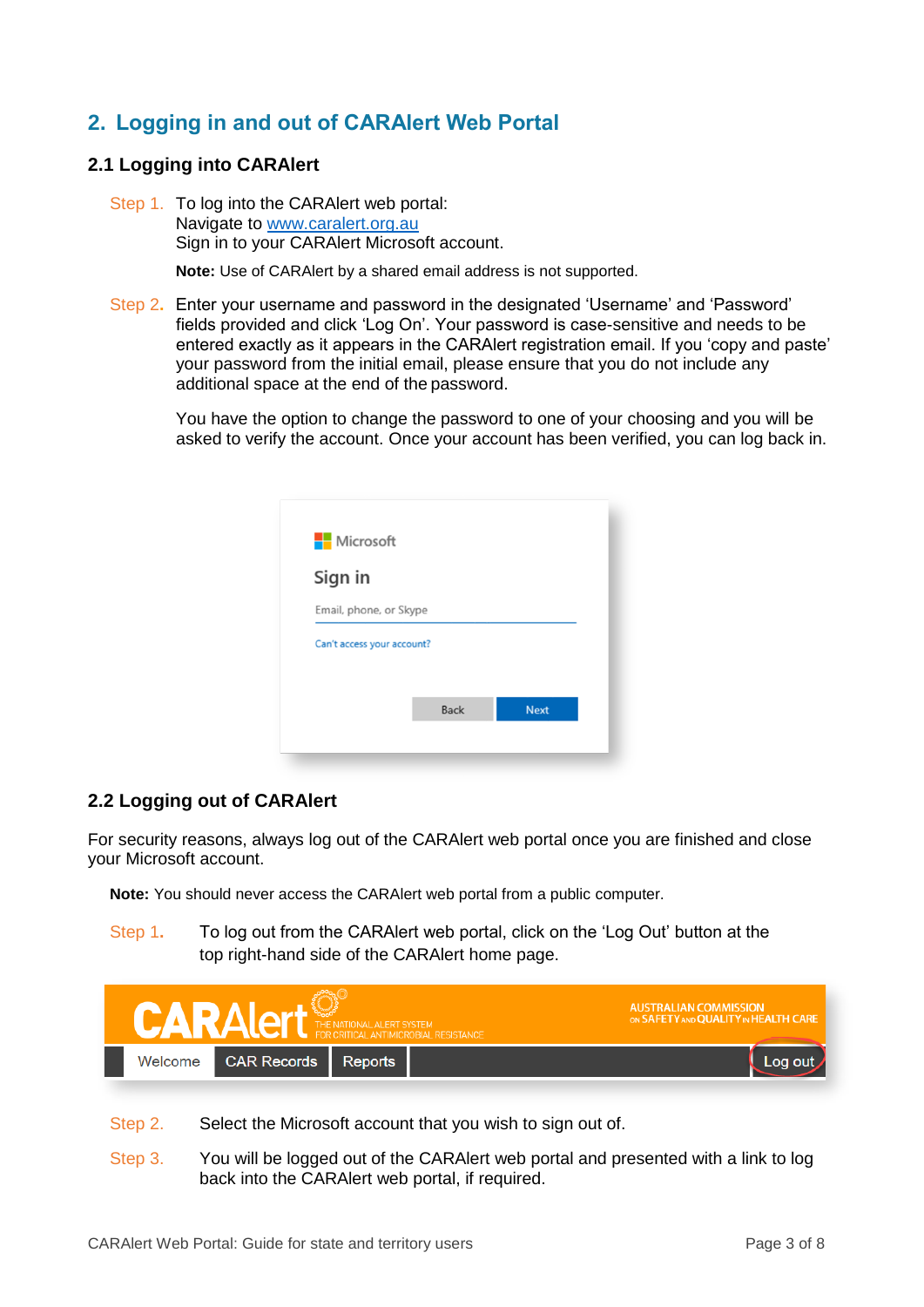## 2. Logging in and out of CARAlert Web Portal

### 2.1 Logging into CARAlert

Step 1. To log into the CARAlert web portal:
Navigate to www.caralert.org.au
Sign in to your CARAlert Microsoft account.

**Note:** Use of CARAlert by a shared email address is not supported.

Step 2. Enter your username and password in the designated 'Username' and 'Password' fields provided and click 'Log On'. Your password is case-sensitive and needs to be entered exactly as it appears in the CARAlert registration email. If you 'copy and paste' your password from the initial email, please ensure that you do not include any additional space at the end of the password.

You have the option to change the password to one of your choosing and you will be asked to verify the account. Once your account has been verified, you can log back in.

### 2.2 Logging out of CARAlert

For security reasons, always log out of the CARAlert web portal once you are finished and close your Microsoft account.

**Note:** You should never access the CARAlert web portal from a public computer.

Step 1. To log out from the CARAlert web portal, click on the 'Log Out' button at the top right-hand side of the CARAlert home page.

Step 2. Select the Microsoft account that you wish to sign out of.

Step 3. You will be logged out of the CARAlert web portal and presented with a link to log back into the CARAlert web portal, if required.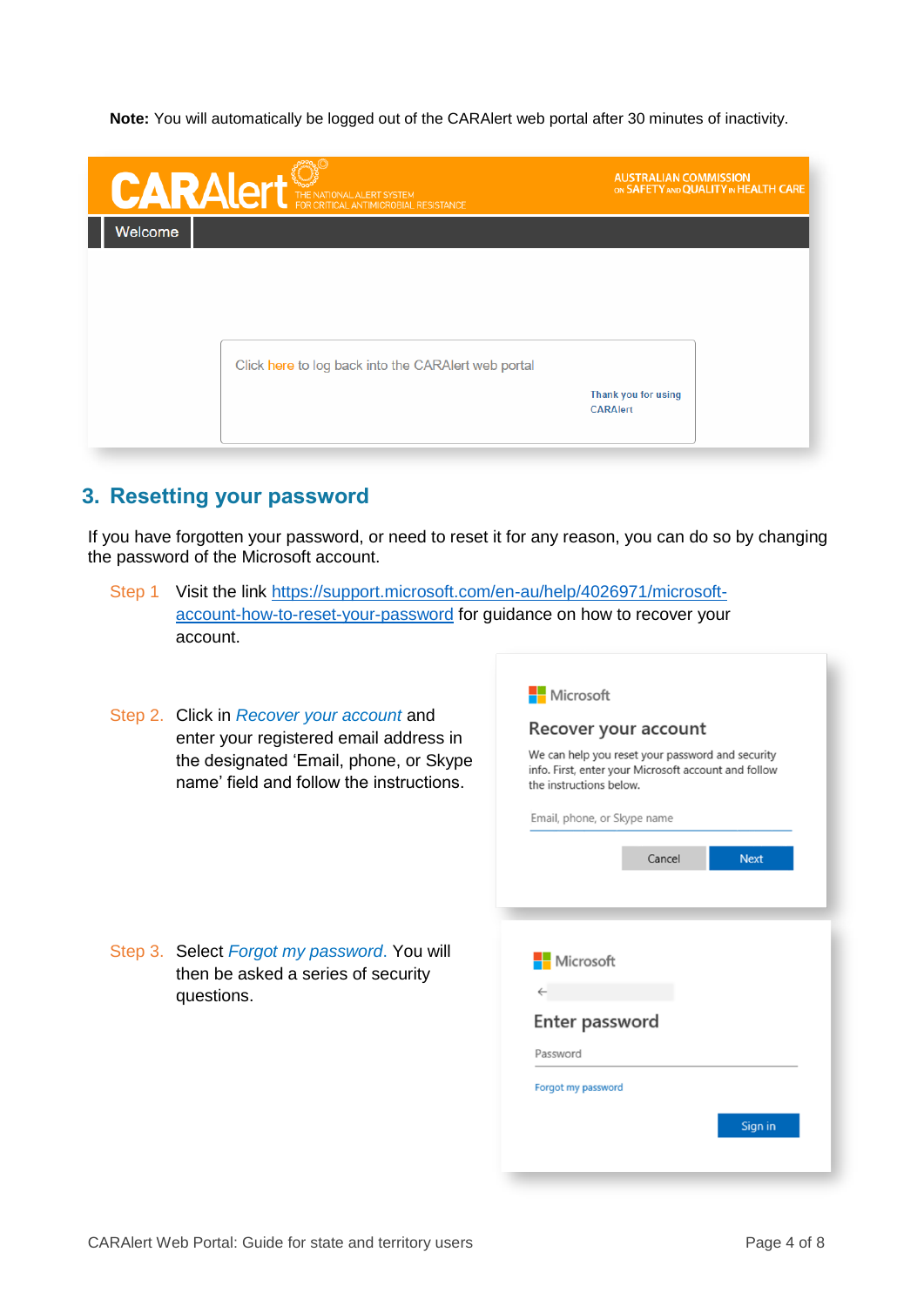**Note:** You will automatically be logged out of the CARAlert web portal after 30 minutes of inactivity.

## 3. Resetting your password

If you have forgotten your password, or need to reset it for any reason, you can do so by changing the password of the Microsoft account.

Step 1 Visit the link [https://support.microsoft.com/en-au/help/4026971/microsoft-account-how-to-reset-your-password](https://support.microsoft.com/en-au/help/4026971/microsoft-account-how-to-reset-your-password) for guidance on how to recover your account.

Step 2. Click in *Recover your account* and enter your registered email address in the designated 'Email, phone, or Skype name' field and follow the instructions.

Step 3. Select *Forgot my password*. You will then be asked a series of security questions.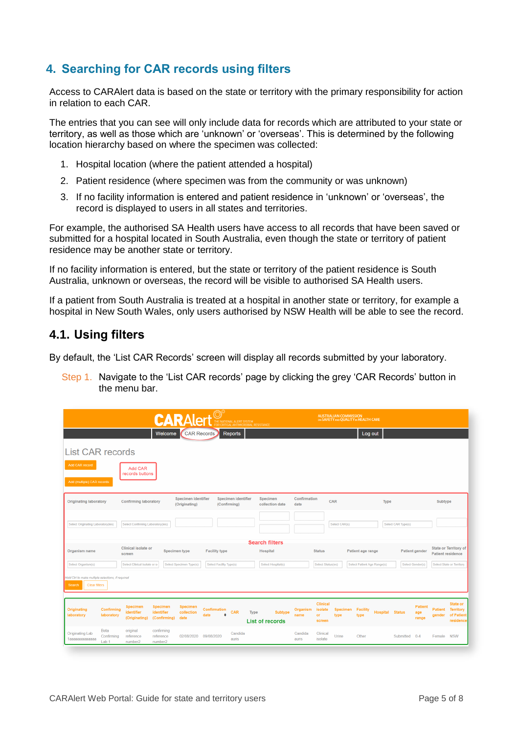## 4. Searching for CAR records using filters

Access to CARAlert data is based on the state or territory with the primary responsibility for action in relation to each CAR.

The entries that you can see will only include data for records which are attributed to your state or territory, as well as those which are 'unknown' or 'overseas'. This is determined by the following location hierarchy based on where the specimen was collected:

1. Hospital location (where the patient attended a hospital)
2. Patient residence (where specimen was from the community or was unknown)
3. If no facility information is entered and patient residence in 'unknown' or 'overseas', the record is displayed to users in all states and territories.

For example, the authorised SA Health users have access to all records that have been saved or submitted for a hospital located in South Australia, even though the state or territory of patient residence may be another state or territory.

If no facility information is entered, but the state or territory of the patient residence is South Australia, unknown or overseas, the record will be visible to authorised SA Health users.

If a patient from South Australia is treated at a hospital in another state or territory, for example a hospital in New South Wales, only users authorised by NSW Health will be able to see the record.

### 4.1. Using filters

By default, the 'List CAR Records' screen will display all records submitted by your laboratory.

Step 1. Navigate to the 'List CAR records' page by clicking the grey 'CAR Records' button in the menu bar.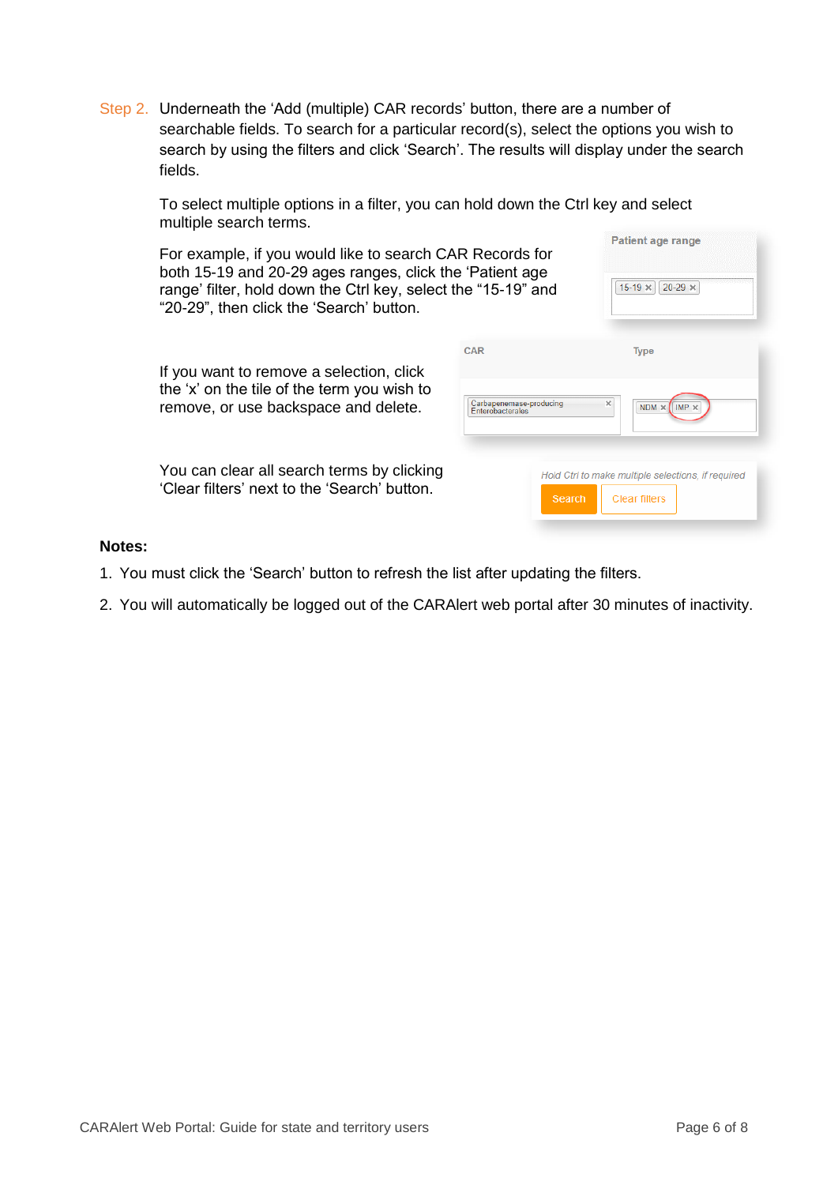Step 2. Underneath the 'Add (multiple) CAR records' button, there are a number of searchable fields. To search for a particular record(s), select the options you wish to search by using the filters and click 'Search'. The results will display under the search fields.

To select multiple options in a filter, you can hold down the Ctrl key and select multiple search terms.

For example, if you would like to search CAR Records for both 15-19 and 20-29 ages ranges, click the 'Patient age range' filter, hold down the Ctrl key, select the "15-19" and "20-29", then click the 'Search' button.

If you want to remove a selection, click the 'x' on the tile of the term you wish to remove, or use backspace and delete.

You can clear all search terms by clicking 'Clear filters' next to the 'Search' button.

**Notes:**

1. You must click the 'Search' button to refresh the list after updating the filters.
2. You will automatically be logged out of the CARAlert web portal after 30 minutes of inactivity.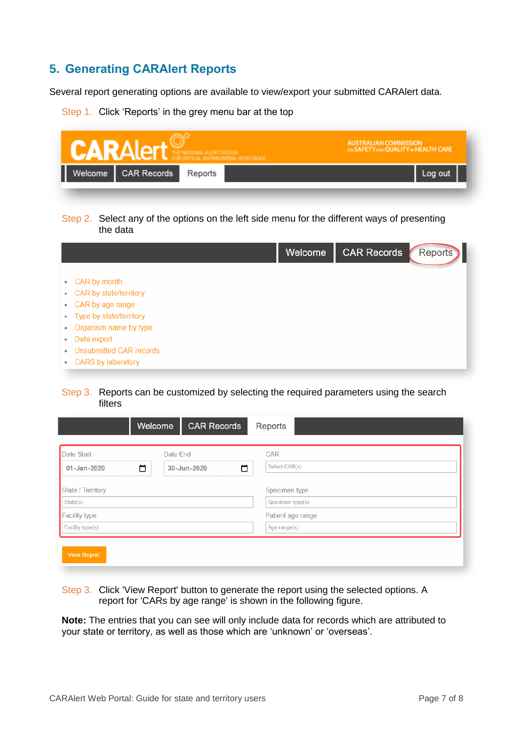## 5. Generating CARAlert Reports

Several report generating options are available to view/export your submitted CARAlert data.

Step 1. Click 'Reports' in the grey menu bar at the top

Step 2. Select any of the options on the left side menu for the different ways of presenting the data

Step 3. Reports can be customized by selecting the required parameters using the search filters

Step 3. Click 'View Report' button to generate the report using the selected options. A report for 'CARs by age range' is shown in the following figure.

**Note:** The entries that you can see will only include data for records which are attributed to your state or territory, as well as those which are 'unknown' or 'overseas'.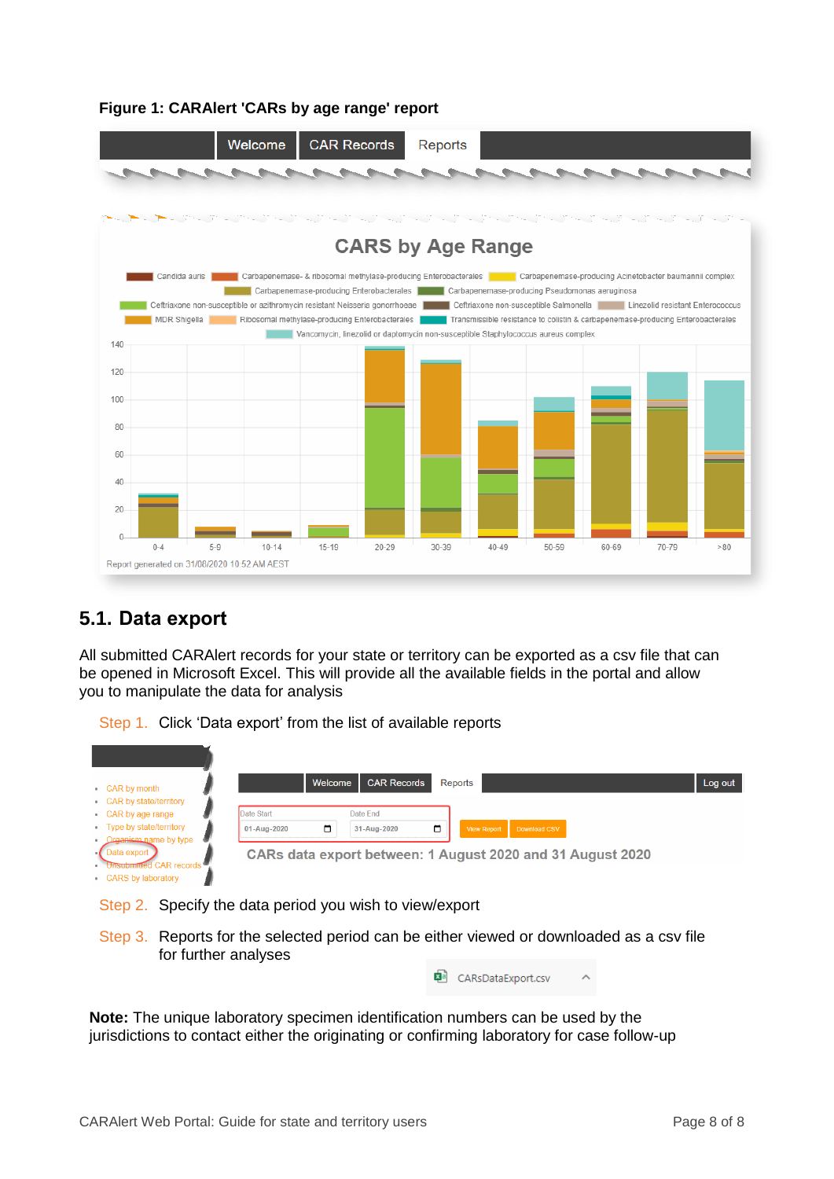**Figure 1: CARAlert 'CARs by age range' report**

Welcome CAR Records Reports

CARS by Age Range

Candida auris
Carbapenemase- & ribosomal methylase-producing Enterobacterales
Carbapenemase-producing Acinetobacter baumannii complex
Carbapenemase-producing Enterobacterales
Carbapenemase-producing Pseudomonas aeruginosa
Ceftriaxone non-susceptible or azithromycin resistant Neisseria gonorrhoeae
Ceftriaxone non-susceptible Salmonella
Linezolid resistant Enterococcus
MDR Shigella
Ribosomal methylase-producing Enterobacterales
Transmissible resistance to colistin & carbapenemase-producing Enterobacterales
Vancomycin, linezolid or daptomycin non-susceptible Staphylococcus aureus complex

140
120
100
80
60
40
20
0

0-4 5-9 10-14 15-19 20-29 30-39 40-49 50-59 60-69 70-79 >80

Report generated on 31/08/2020 10:52 AM AEST

## 5.1. Data export

All submitted CARAlert records for your state or territory can be exported as a csv file that can be opened in Microsoft Excel. This will provide all the available fields in the portal and allow you to manipulate the data for analysis

Step 1. Click 'Data export' from the list of available reports

- CAR by month
- CAR by state/territory
- CAR by age range
- Type by state/territory
- Organism name by type
- Data export
- Unsubmitted CAR records
- CARS by laboratory

Welcome CAR Records Reports Log out

Date Start 01-Aug-2020 Date End 31-Aug-2020 View Report Download CSV

CARs data export between: 1 August 2020 and 31 August 2020

Step 2. Specify the data period you wish to view/export

Step 3. Reports for the selected period can be either viewed or downloaded as a csv file for further analyses

CARsDataExport.csv

**Note:** The unique laboratory specimen identification numbers can be used by the jurisdictions to contact either the originating or confirming laboratory for case follow-up